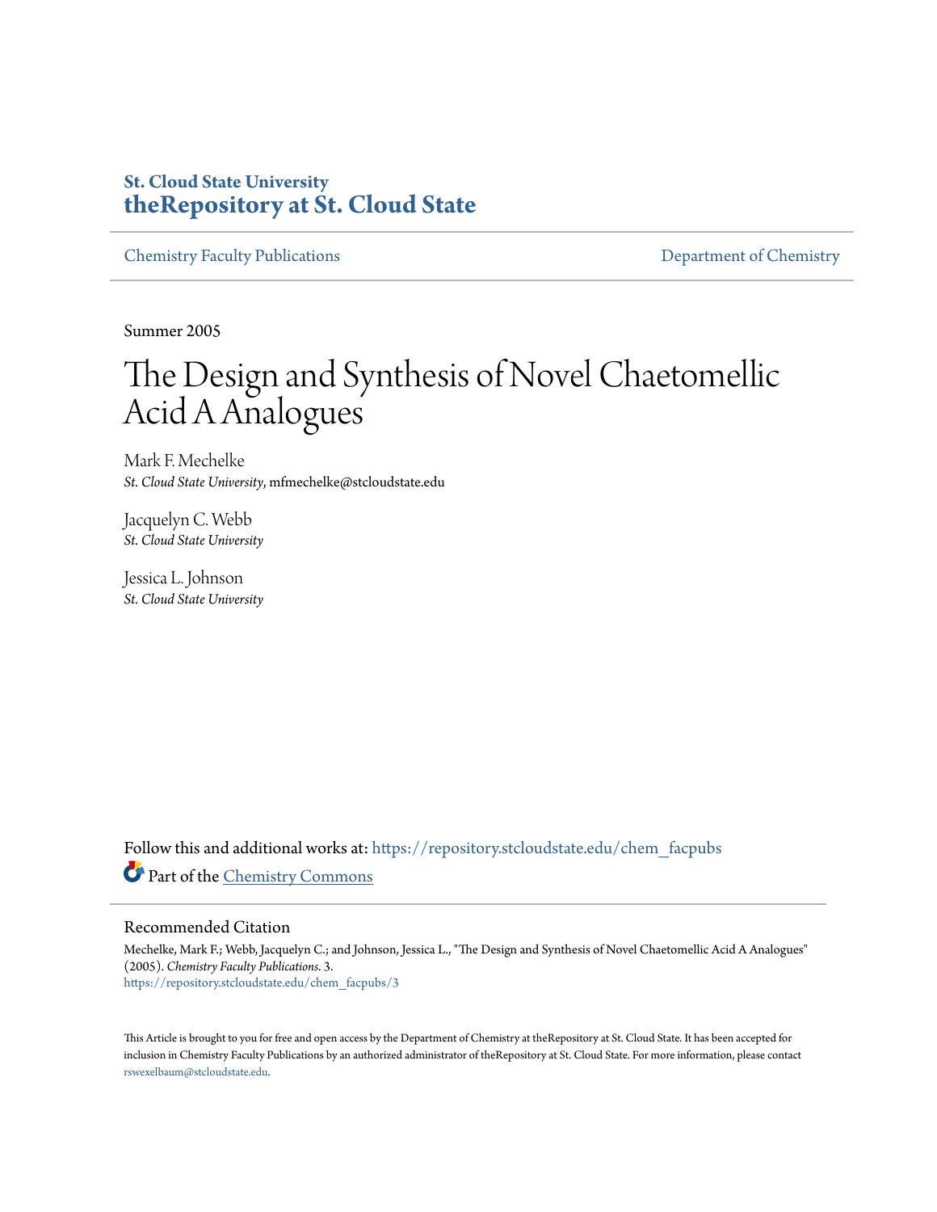St. Cloud State University
**theRepository at St. Cloud State**

Chemistry Faculty Publications — Department of Chemistry

Summer 2005

# The Design and Synthesis of Novel Chaetomellic Acid A Analogues

Mark F. Mechelke
*St. Cloud State University*, mfmechelke@stcloudstate.edu

Jacquelyn C. Webb
*St. Cloud State University*

Jessica L. Johnson
*St. Cloud State University*

Follow this and additional works at: https://repository.stcloudstate.edu/chem_facpubs

Part of the Chemistry Commons

## Recommended Citation

Mechelke, Mark F.; Webb, Jacquelyn C.; and Johnson, Jessica L., "The Design and Synthesis of Novel Chaetomellic Acid A Analogues" (2005). *Chemistry Faculty Publications*. 3.
https://repository.stcloudstate.edu/chem_facpubs/3

This Article is brought to you for free and open access by the Department of Chemistry at theRepository at St. Cloud State. It has been accepted for inclusion in Chemistry Faculty Publications by an authorized administrator of theRepository at St. Cloud State. For more information, please contact rswexelbaum@stcloudstate.edu.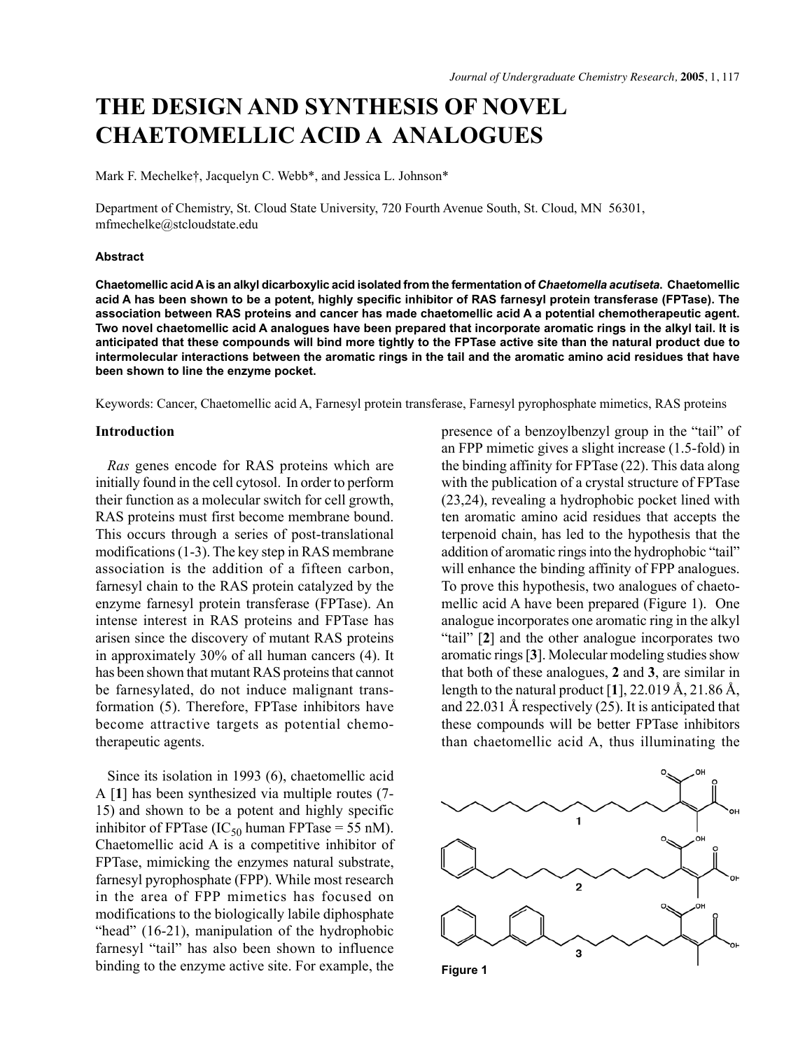# THE DESIGN AND SYNTHESIS OF NOVEL CHAETOMELLIC ACID A ANALOGUES

Mark F. Mechelke†, Jacquelyn C. Webb*, and Jessica L. Johnson*

Department of Chemistry, St. Cloud State University, 720 Fourth Avenue South, St. Cloud, MN 56301, mfmechelke@stcloudstate.edu

#### Abstract

**Chaetomellic acid A is an alkyl dicarboxylic acid isolated from the fermentation of *Chaetomella acutiseta*. Chaetomellic acid A has been shown to be a potent, highly specific inhibitor of RAS farnesyl protein transferase (FPTase). The association between RAS proteins and cancer has made chaetomellic acid A a potential chemotherapeutic agent. Two novel chaetomellic acid A analogues have been prepared that incorporate aromatic rings in the alkyl tail. It is anticipated that these compounds will bind more tightly to the FPTase active site than the natural product due to intermolecular interactions between the aromatic rings in the tail and the aromatic amino acid residues that have been shown to line the enzyme pocket.**

Keywords: Cancer, Chaetomellic acid A, Farnesyl protein transferase, Farnesyl pyrophosphate mimetics, RAS proteins

## Introduction

*Ras* genes encode for RAS proteins which are initially found in the cell cytosol. In order to perform their function as a molecular switch for cell growth, RAS proteins must first become membrane bound. This occurs through a series of post-translational modifications (1-3). The key step in RAS membrane association is the addition of a fifteen carbon, farnesyl chain to the RAS protein catalyzed by the enzyme farnesyl protein transferase (FPTase). An intense interest in RAS proteins and FPTase has arisen since the discovery of mutant RAS proteins in approximately 30% of all human cancers (4). It has been shown that mutant RAS proteins that cannot be farnesylated, do not induce malignant transformation (5). Therefore, FPTase inhibitors have become attractive targets as potential chemotherapeutic agents.

Since its isolation in 1993 (6), chaetomellic acid A [**1**] has been synthesized via multiple routes (7-15) and shown to be a potent and highly specific inhibitor of FPTase ($IC_{50}$ human FPTase = 55 nM). Chaetomellic acid A is a competitive inhibitor of FPTase, mimicking the enzymes natural substrate, farnesyl pyrophosphate (FPP). While most research in the area of FPP mimetics has focused on modifications to the biologically labile diphosphate "head" (16-21), manipulation of the hydrophobic farnesyl "tail" has also been shown to influence binding to the enzyme active site. For example, the presence of a benzoylbenzyl group in the "tail" of an FPP mimetic gives a slight increase (1.5-fold) in the binding affinity for FPTase (22). This data along with the publication of a crystal structure of FPTase (23,24), revealing a hydrophobic pocket lined with ten aromatic amino acid residues that accepts the terpenoid chain, has led to the hypothesis that the addition of aromatic rings into the hydrophobic "tail" will enhance the binding affinity of FPP analogues. To prove this hypothesis, two analogues of chaetomellic acid A have been prepared (Figure 1). One analogue incorporates one aromatic ring in the alkyl "tail" [**2**] and the other analogue incorporates two aromatic rings [**3**]. Molecular modeling studies show that both of these analogues, **2** and **3**, are similar in length to the natural product [**1**], 22.019 Å, 21.86 Å, and 22.031 Å respectively (25). It is anticipated that these compounds will be better FPTase inhibitors than chaetomellic acid A, thus illuminating the

Figure 1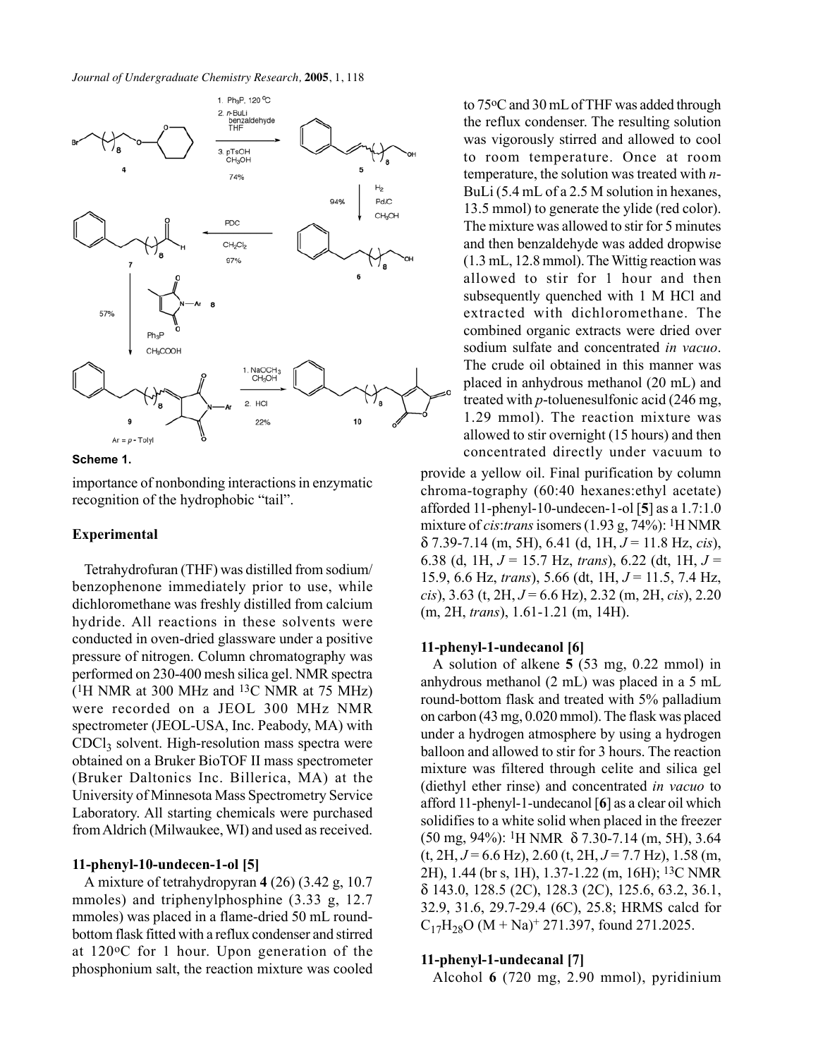**Scheme 1.**

importance of nonbonding interactions in enzymatic recognition of the hydrophobic "tail".

## Experimental

Tetrahydrofuran (THF) was distilled from sodium/benzophenone immediately prior to use, while dichloromethane was freshly distilled from calcium hydride. All reactions in these solvents were conducted in oven-dried glassware under a positive pressure of nitrogen. Column chromatography was performed on 230-400 mesh silica gel. NMR spectra ($^{1}$H NMR at 300 MHz and $^{13}$C NMR at 75 MHz) were recorded on a JEOL 300 MHz NMR spectrometer (JEOL-USA, Inc. Peabody, MA) with $CDCl_3$ solvent. High-resolution mass spectra were obtained on a Bruker BioTOF II mass spectrometer (Bruker Daltonics Inc. Billerica, MA) at the University of Minnesota Mass Spectrometry Service Laboratory. All starting chemicals were purchased from Aldrich (Milwaukee, WI) and used as received.

### 11-phenyl-10-undecen-1-ol [5]

A mixture of tetrahydropyran **4** (26) (3.42 g, 10.7 mmoles) and triphenylphosphine (3.33 g, 12.7 mmoles) was placed in a flame-dried 50 mL round-bottom flask fitted with a reflux condenser and stirred at 120°C for 1 hour. Upon generation of the phosphonium salt, the reaction mixture was cooled to 75°C and 30 mL of THF was added through the reflux condenser. The resulting solution was vigorously stirred and allowed to cool to room temperature. Once at room temperature, the solution was treated with *n*-BuLi (5.4 mL of a 2.5 M solution in hexanes, 13.5 mmol) to generate the ylide (red color). The mixture was allowed to stir for 5 minutes and then benzaldehyde was added dropwise (1.3 mL, 12.8 mmol). The Wittig reaction was allowed to stir for 1 hour and then subsequently quenched with 1 M HCl and extracted with dichloromethane. The combined organic extracts were dried over sodium sulfate and concentrated *in vacuo*. The crude oil obtained in this manner was placed in anhydrous methanol (20 mL) and treated with *p*-toluenesulfonic acid (246 mg, 1.29 mmol). The reaction mixture was allowed to stir overnight (15 hours) and then concentrated directly under vacuum to provide a yellow oil. Final purification by column chroma-tography (60:40 hexanes:ethyl acetate) afforded 11-phenyl-10-undecen-1-ol [**5**] as a 1.7:1.0 mixture of *cis*:*trans* isomers (1.93 g, 74%): $^{1}$H NMR δ 7.39-7.14 (m, 5H), 6.41 (d, 1H, $J$ = 11.8 Hz, *cis*), 6.38 (d, 1H, $J$ = 15.7 Hz, *trans*), 6.22 (dt, 1H, $J$ = 15.9, 6.6 Hz, *trans*), 5.66 (dt, 1H, $J$ = 11.5, 7.4 Hz, *cis*), 3.63 (t, 2H, $J$ = 6.6 Hz), 2.32 (m, 2H, *cis*), 2.20 (m, 2H, *trans*), 1.61-1.21 (m, 14H).

### 11-phenyl-1-undecanol [6]

A solution of alkene **5** (53 mg, 0.22 mmol) in anhydrous methanol (2 mL) was placed in a 5 mL round-bottom flask and treated with 5% palladium on carbon (43 mg, 0.020 mmol). The flask was placed under a hydrogen atmosphere by using a hydrogen balloon and allowed to stir for 3 hours. The reaction mixture was filtered through celite and silica gel (diethyl ether rinse) and concentrated *in vacuo* to afford 11-phenyl-1-undecanol [**6**] as a clear oil which solidifies to a white solid when placed in the freezer (50 mg, 94%): $^{1}$H NMR δ 7.30-7.14 (m, 5H), 3.64 (t, 2H, $J$ = 6.6 Hz), 2.60 (t, 2H, $J$ = 7.7 Hz), 1.58 (m, 2H), 1.44 (br s, 1H), 1.37-1.22 (m, 16H); $^{13}$C NMR δ 143.0, 128.5 (2C), 128.3 (2C), 125.6, 63.2, 36.1, 32.9, 31.6, 29.7-29.4 (6C), 25.8; HRMS calcd for $C_{17}H_{28}O$ $(M + Na)^+$ 271.397, found 271.2025.

### 11-phenyl-1-undecanal [7]

Alcohol **6** (720 mg, 2.90 mmol), pyridinium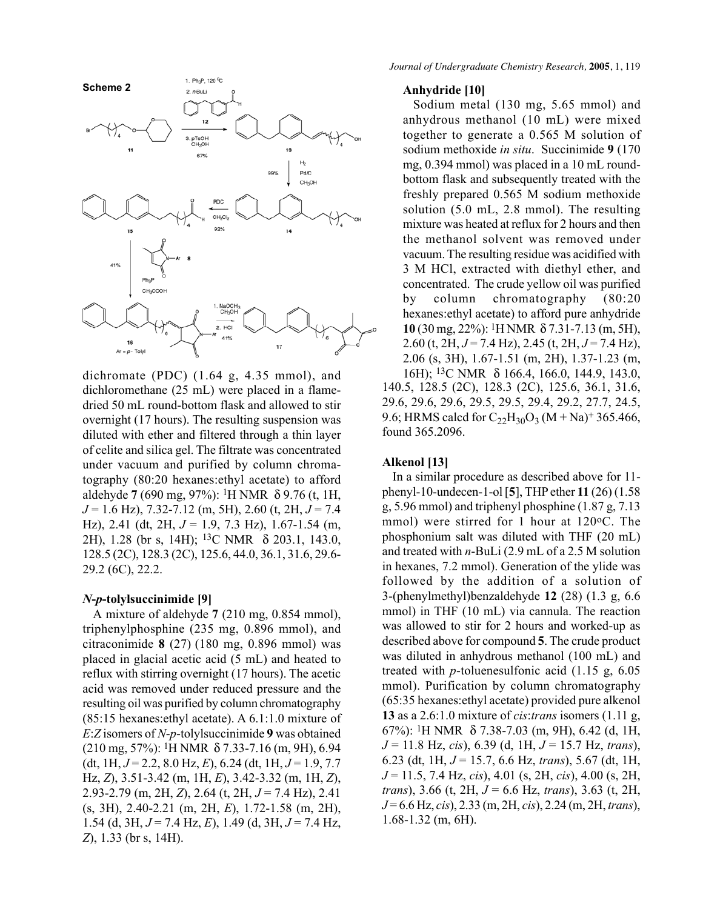**Scheme 2**

dichromate (PDC) (1.64 g, 4.35 mmol), and dichloromethane (25 mL) were placed in a flame-dried 50 mL round-bottom flask and allowed to stir overnight (17 hours). The resulting suspension was diluted with ether and filtered through a thin layer of celite and silica gel. The filtrate was concentrated under vacuum and purified by column chromatography (80:20 hexanes:ethyl acetate) to afford aldehyde **7** (690 mg, 97%): $^1$H NMR δ 9.76 (t, 1H, *J* = 1.6 Hz), 7.32-7.12 (m, 5H), 2.60 (t, 2H, *J* = 7.4 Hz), 2.41 (dt, 2H, *J* = 1.9, 7.3 Hz), 1.67-1.54 (m, 2H), 1.28 (br s, 14H); $^{13}$C NMR δ 203.1, 143.0, 128.5 (2C), 128.3 (2C), 125.6, 44.0, 36.1, 31.6, 29.6-29.2 (6C), 22.2.

### *N-p*-tolylsuccinimide [9]

A mixture of aldehyde **7** (210 mg, 0.854 mmol), triphenylphosphine (235 mg, 0.896 mmol), and citraconimide **8** (27) (180 mg, 0.896 mmol) was placed in glacial acetic acid (5 mL) and heated to reflux with stirring overnight (17 hours). The acetic acid was removed under reduced pressure and the resulting oil was purified by column chromatography (85:15 hexanes:ethyl acetate). A 6.1:1.0 mixture of *E*:*Z* isomers of *N-p*-tolylsuccinimide **9** was obtained (210 mg, 57%): $^1$H NMR δ 7.33-7.16 (m, 9H), 6.94 (dt, 1H, *J* = 2.2, 8.0 Hz, *E*), 6.24 (dt, 1H, *J* = 1.9, 7.7 Hz, *Z*), 3.51-3.42 (m, 1H, *E*), 3.42-3.32 (m, 1H, *Z*), 2.93-2.79 (m, 2H, *Z*), 2.64 (t, 2H, *J* = 7.4 Hz), 2.41 (s, 3H), 2.40-2.21 (m, 2H, *E*), 1.72-1.58 (m, 2H), 1.54 (d, 3H, *J* = 7.4 Hz, *E*), 1.49 (d, 3H, *J* = 7.4 Hz, *Z*), 1.33 (br s, 14H).

### Anhydride [10]

Sodium metal (130 mg, 5.65 mmol) and anhydrous methanol (10 mL) were mixed together to generate a 0.565 M solution of sodium methoxide *in situ*. Succinimide **9** (170 mg, 0.394 mmol) was placed in a 10 mL round-bottom flask and subsequently treated with the freshly prepared 0.565 M sodium methoxide solution (5.0 mL, 2.8 mmol). The resulting mixture was heated at reflux for 2 hours and then the methanol solvent was removed under vacuum. The resulting residue was acidified with 3 M HCl, extracted with diethyl ether, and concentrated. The crude yellow oil was purified by column chromatography (80:20 hexanes:ethyl acetate) to afford pure anhydride **10** (30 mg, 22%): $^1$H NMR δ 7.31-7.13 (m, 5H), 2.60 (t, 2H, *J* = 7.4 Hz), 2.45 (t, 2H, *J* = 7.4 Hz), 2.06 (s, 3H), 1.67-1.51 (m, 2H), 1.37-1.23 (m, 16H); $^{13}$C NMR δ 166.4, 166.0, 144.9, 143.0, 140.5, 128.5 (2C), 128.3 (2C), 125.6, 36.1, 31.6, 29.6, 29.6, 29.6, 29.5, 29.5, 29.4, 29.2, 27.7, 24.5, 9.6; HRMS calcd for $C_{22}H_{30}O_3$ $(M + Na)^+$ 365.466, found 365.2096.

### Alkenol [13]

In a similar procedure as described above for 11-phenyl-10-undecen-1-ol [**5**], THP ether **11** (26) (1.58 g, 5.96 mmol) and triphenyl phosphine (1.87 g, 7.13 mmol) were stirred for 1 hour at 120°C. The phosphonium salt was diluted with THF (20 mL) and treated with *n*-BuLi (2.9 mL of a 2.5 M solution in hexanes, 7.2 mmol). Generation of the ylide was followed by the addition of a solution of 3-(phenylmethyl)benzaldehyde **12** (28) (1.3 g, 6.6 mmol) in THF (10 mL) via cannula. The reaction was allowed to stir for 2 hours and worked-up as described above for compound **5**. The crude product was diluted in anhydrous methanol (100 mL) and treated with *p*-toluenesulfonic acid (1.15 g, 6.05 mmol). Purification by column chromatography (65:35 hexanes:ethyl acetate) provided pure alkenol **13** as a 2.6:1.0 mixture of *cis*:*trans* isomers (1.11 g, 67%): $^1$H NMR δ 7.38-7.03 (m, 9H), 6.42 (d, 1H, *J* = 11.8 Hz, *cis*), 6.39 (d, 1H, *J* = 15.7 Hz, *trans*), 6.23 (dt, 1H, *J* = 15.7, 6.6 Hz, *trans*), 5.67 (dt, 1H, *J* = 11.5, 7.4 Hz, *cis*), 4.01 (s, 2H, *cis*), 4.00 (s, 2H, *trans*), 3.66 (t, 2H, *J* = 6.6 Hz, *trans*), 3.63 (t, 2H, *J* = 6.6 Hz, *cis*), 2.33 (m, 2H, *cis*), 2.24 (m, 2H, *trans*), 1.68-1.32 (m, 6H).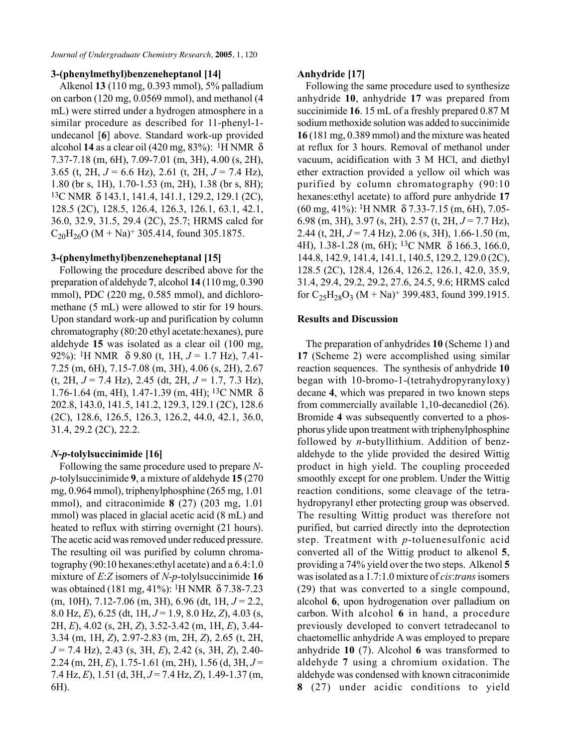### 3-(phenylmethyl)benzeneheptanol [14]

Alkenol **13** (110 mg, 0.393 mmol), 5% palladium on carbon (120 mg, 0.0569 mmol), and methanol (4 mL) were stirred under a hydrogen atmosphere in a similar procedure as described for 11-phenyl-1-undecanol [**6**] above. Standard work-up provided alcohol **14** as a clear oil (420 mg, 83%): $^{1}$H NMR δ 7.37-7.18 (m, 6H), 7.09-7.01 (m, 3H), 4.00 (s, 2H), 3.65 (t, 2H, *J* = 6.6 Hz), 2.61 (t, 2H, *J* = 7.4 Hz), 1.80 (br s, 1H), 1.70-1.53 (m, 2H), 1.38 (br s, 8H); $^{13}$C NMR δ 143.1, 141.4, 141.1, 129.2, 129.1 (2C), 128.5 (2C), 128.5, 126.4, 126.3, 126.1, 63.1, 42.1, 36.0, 32.9, 31.5, 29.4 (2C), 25.7; HRMS calcd for $C_{20}H_{26}O$ $(M + Na)^+$ 305.414, found 305.1875.

### 3-(phenylmethyl)benzeneheptanal [15]

Following the procedure described above for the preparation of aldehyde **7**, alcohol **14** (110 mg, 0.390 mmol), PDC (220 mg, 0.585 mmol), and dichloromethane (5 mL) were allowed to stir for 19 hours. Upon standard work-up and purification by column chromatography (80:20 ethyl acetate:hexanes), pure aldehyde **15** was isolated as a clear oil (100 mg, 92%): $^{1}$H NMR δ 9.80 (t, 1H, *J* = 1.7 Hz), 7.41-7.25 (m, 6H), 7.15-7.08 (m, 3H), 4.06 (s, 2H), 2.67 (t, 2H, *J* = 7.4 Hz), 2.45 (dt, 2H, *J* = 1.7, 7.3 Hz), 1.76-1.64 (m, 4H), 1.47-1.39 (m, 4H); $^{13}$C NMR δ 202.8, 143.0, 141.5, 141.2, 129.3, 129.1 (2C), 128.6 (2C), 128.6, 126.5, 126.3, 126.2, 44.0, 42.1, 36.0, 31.4, 29.2 (2C), 22.2.

### *N-p*-tolylsuccinimide [16]

Following the same procedure used to prepare *N-p*-tolylsuccinimide **9**, a mixture of aldehyde **15** (270 mg, 0.964 mmol), triphenylphosphine (265 mg, 1.01 mmol), and citraconimide **8** (27) (203 mg, 1.01 mmol) was placed in glacial acetic acid (8 mL) and heated to reflux with stirring overnight (21 hours). The acetic acid was removed under reduced pressure. The resulting oil was purified by column chromatography (90:10 hexanes:ethyl acetate) and a 6.4:1.0 mixture of *E*:*Z* isomers of *N-p*-tolylsuccinimide **16** was obtained (181 mg, 41%): $^{1}$H NMR δ 7.38-7.23 (m, 10H), 7.12-7.06 (m, 3H), 6.96 (dt, 1H, *J* = 2.2, 8.0 Hz, *E*), 6.25 (dt, 1H, *J* = 1.9, 8.0 Hz, *Z*), 4.03 (s, 2H, *E*), 4.02 (s, 2H, *Z*), 3.52-3.42 (m, 1H, *E*), 3.44-3.34 (m, 1H, *Z*), 2.97-2.83 (m, 2H, *Z*), 2.65 (t, 2H, *J* = 7.4 Hz), 2.43 (s, 3H, *E*), 2.42 (s, 3H, *Z*), 2.40-2.24 (m, 2H, *E*), 1.75-1.61 (m, 2H), 1.56 (d, 3H, *J* = 7.4 Hz, *E*), 1.51 (d, 3H, *J* = 7.4 Hz, *Z*), 1.49-1.37 (m, 6H).

### Anhydride [17]

Following the same procedure used to synthesize anhydride **10**, anhydride **17** was prepared from succinimide **16**. 15 mL of a freshly prepared 0.87 M sodium methoxide solution was added to succinimide **16** (181 mg, 0.389 mmol) and the mixture was heated at reflux for 3 hours. Removal of methanol under vacuum, acidification with 3 M HCl, and diethyl ether extraction provided a yellow oil which was purified by column chromatography (90:10 hexanes:ethyl acetate) to afford pure anhydride **17** (60 mg, 41%): $^{1}$H NMR δ 7.33-7.15 (m, 6H), 7.05-6.98 (m, 3H), 3.97 (s, 2H), 2.57 (t, 2H, *J* = 7.7 Hz), 2.44 (t, 2H, *J* = 7.4 Hz), 2.06 (s, 3H), 1.66-1.50 (m, 4H), 1.38-1.28 (m, 6H); $^{13}$C NMR δ 166.3, 166.0, 144.8, 142.9, 141.4, 141.1, 140.5, 129.2, 129.0 (2C), 128.5 (2C), 128.4, 126.4, 126.2, 126.1, 42.0, 35.9, 31.4, 29.4, 29.2, 29.2, 27.6, 24.5, 9.6; HRMS calcd for $C_{25}H_{28}O_3$ $(M + Na)^+$ 399.483, found 399.1915.

## Results and Discussion

The preparation of anhydrides **10** (Scheme 1) and **17** (Scheme 2) were accomplished using similar reaction sequences. The synthesis of anhydride **10** began with 10-bromo-1-(tetrahydropyranyloxy) decane **4**, which was prepared in two known steps from commercially available 1,10-decanediol (26). Bromide **4** was subsequently converted to a phosphorus ylide upon treatment with triphenylphosphine followed by *n*-butyllithium. Addition of benzaldehyde to the ylide provided the desired Wittig product in high yield. The coupling proceeded smoothly except for one problem. Under the Wittig reaction conditions, some cleavage of the tetrahydropyranyl ether protecting group was observed. The resulting Wittig product was therefore not purified, but carried directly into the deprotection step. Treatment with *p*-toluenesulfonic acid converted all of the Wittig product to alkenol **5**, providing a 74% yield over the two steps. Alkenol **5** was isolated as a 1.7:1.0 mixture of *cis*:*trans* isomers (29) that was converted to a single compound, alcohol **6**, upon hydrogenation over palladium on carbon. With alcohol **6** in hand, a procedure previously developed to convert tetradecanol to chaetomellic anhydride A was employed to prepare anhydride **10** (7). Alcohol **6** was transformed to aldehyde **7** using a chromium oxidation. The aldehyde was condensed with known citraconimide **8** (27) under acidic conditions to yield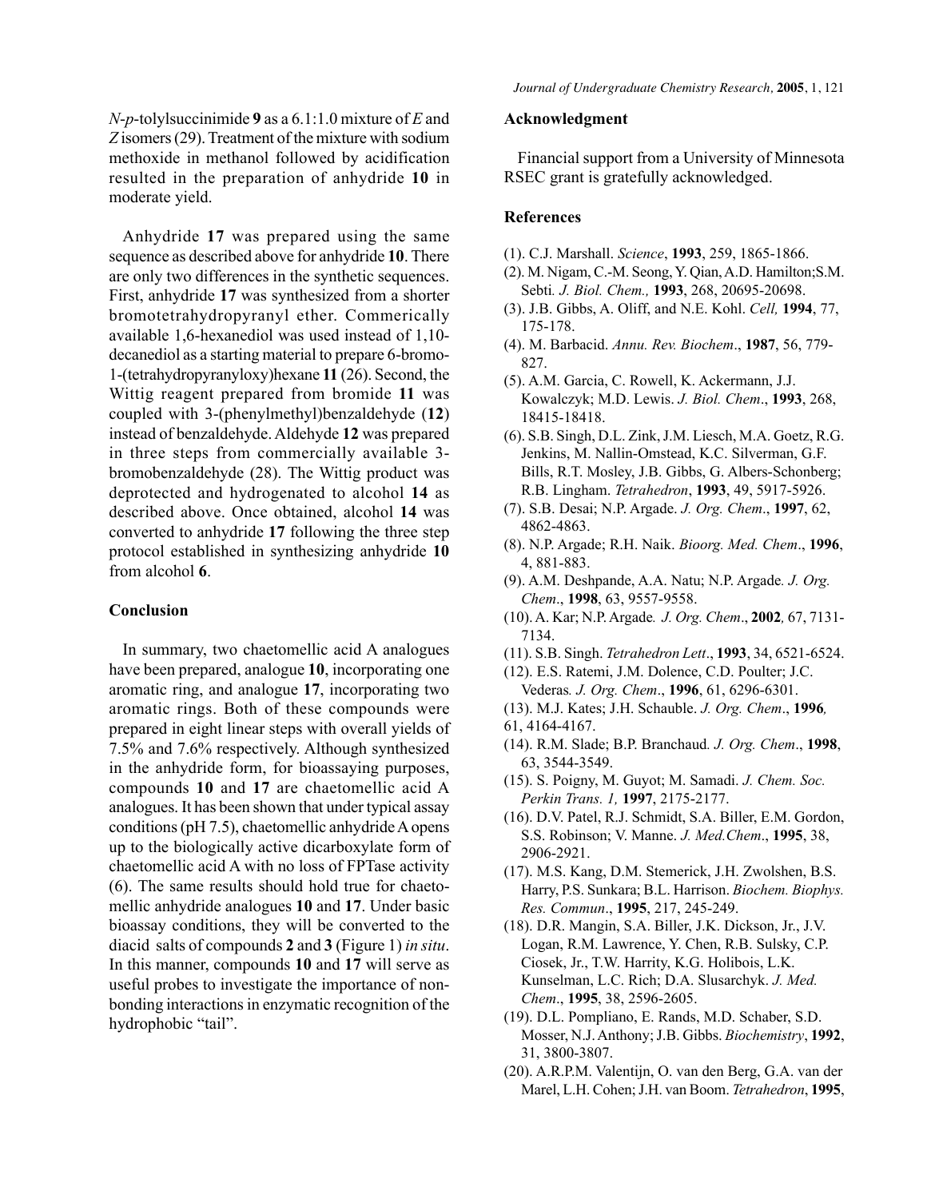*N*-*p*-tolylsuccinimide **9** as a 6.1:1.0 mixture of *E* and *Z* isomers (29). Treatment of the mixture with sodium methoxide in methanol followed by acidification resulted in the preparation of anhydride **10** in moderate yield.

Anhydride **17** was prepared using the same sequence as described above for anhydride **10**. There are only two differences in the synthetic sequences. First, anhydride **17** was synthesized from a shorter bromotetrahydropyranyl ether. Commerically available 1,6-hexanediol was used instead of 1,10-decanediol as a starting material to prepare 6-bromo-1-(tetrahydropyranyloxy)hexane **11** (26). Second, the Wittig reagent prepared from bromide **11** was coupled with 3-(phenylmethyl)benzaldehyde (**12**) instead of benzaldehyde. Aldehyde **12** was prepared in three steps from commercially available 3-bromobenzaldehyde (28). The Wittig product was deprotected and hydrogenated to alcohol **14** as described above. Once obtained, alcohol **14** was converted to anhydride **17** following the three step protocol established in synthesizing anhydride **10** from alcohol **6**.

## Conclusion

In summary, two chaetomellic acid A analogues have been prepared, analogue **10**, incorporating one aromatic ring, and analogue **17**, incorporating two aromatic rings. Both of these compounds were prepared in eight linear steps with overall yields of 7.5% and 7.6% respectively. Although synthesized in the anhydride form, for bioassaying purposes, compounds **10** and **17** are chaetomellic acid A analogues. It has been shown that under typical assay conditions (pH 7.5), chaetomellic anhydride A opens up to the biologically active dicarboxylate form of chaetomellic acid A with no loss of FPTase activity (6). The same results should hold true for chaetomellic anhydride analogues **10** and **17**. Under basic bioassay conditions, they will be converted to the diacid salts of compounds **2** and **3** (Figure 1) *in situ*. In this manner, compounds **10** and **17** will serve as useful probes to investigate the importance of non-bonding interactions in enzymatic recognition of the hydrophobic "tail".

## Acknowledgment

Financial support from a University of Minnesota RSEC grant is gratefully acknowledged.

## References

(1). C.J. Marshall. *Science*, **1993**, 259, 1865-1866.

(2). M. Nigam, C.-M. Seong, Y. Qian, A.D. Hamilton;S.M. Sebti. *J. Biol. Chem.,* **1993**, 268, 20695-20698.

(3). J.B. Gibbs, A. Oliff, and N.E. Kohl. *Cell,* **1994**, 77, 175-178.

(4). M. Barbacid. *Annu. Rev. Biochem*., **1987**, 56, 779-827.

(5). A.M. Garcia, C. Rowell, K. Ackermann, J.J. Kowalczyk; M.D. Lewis. *J. Biol. Chem*., **1993**, 268, 18415-18418.

(6). S.B. Singh, D.L. Zink, J.M. Liesch, M.A. Goetz, R.G. Jenkins, M. Nallin-Omstead, K.C. Silverman, G.F. Bills, R.T. Mosley, J.B. Gibbs, G. Albers-Schonberg; R.B. Lingham. *Tetrahedron*, **1993**, 49, 5917-5926.

(7). S.B. Desai; N.P. Argade. *J. Org. Chem*., **1997**, 62, 4862-4863.

(8). N.P. Argade; R.H. Naik. *Bioorg. Med. Chem*., **1996**, 4, 881-883.

(9). A.M. Deshpande, A.A. Natu; N.P. Argade. *J. Org. Chem*., **1998**, 63, 9557-9558.

(10). A. Kar; N.P. Argade. *J. Org. Chem*., **2002**, 67, 7131-7134.

(11). S.B. Singh. *Tetrahedron Lett*., **1993**, 34, 6521-6524.

(12). E.S. Ratemi, J.M. Dolence, C.D. Poulter; J.C. Vederas. *J. Org. Chem*., **1996**, 61, 6296-6301.

(13). M.J. Kates; J.H. Schauble. *J. Org. Chem*., **1996**, 61, 4164-4167.

(14). R.M. Slade; B.P. Branchaud. *J. Org. Chem*., **1998**, 63, 3544-3549.

(15). S. Poigny, M. Guyot; M. Samadi. *J. Chem. Soc. Perkin Trans. 1,* **1997**, 2175-2177.

(16). D.V. Patel, R.J. Schmidt, S.A. Biller, E.M. Gordon, S.S. Robinson; V. Manne. *J. Med.Chem*., **1995**, 38, 2906-2921.

(17). M.S. Kang, D.M. Stemerick, J.H. Zwolshen, B.S. Harry, P.S. Sunkara; B.L. Harrison. *Biochem. Biophys. Res. Commun*., **1995**, 217, 245-249.

(18). D.R. Mangin, S.A. Biller, J.K. Dickson, Jr., J.V. Logan, R.M. Lawrence, Y. Chen, R.B. Sulsky, C.P. Ciosek, Jr., T.W. Harrity, K.G. Holibois, L.K. Kunselman, L.C. Rich; D.A. Slusarchyk. *J. Med. Chem*., **1995**, 38, 2596-2605.

(19). D.L. Pompliano, E. Rands, M.D. Schaber, S.D. Mosser, N.J. Anthony; J.B. Gibbs. *Biochemistry*, **1992**, 31, 3800-3807.

(20). A.R.P.M. Valentijn, O. van den Berg, G.A. van der Marel, L.H. Cohen; J.H. van Boom. *Tetrahedron*, **1995**,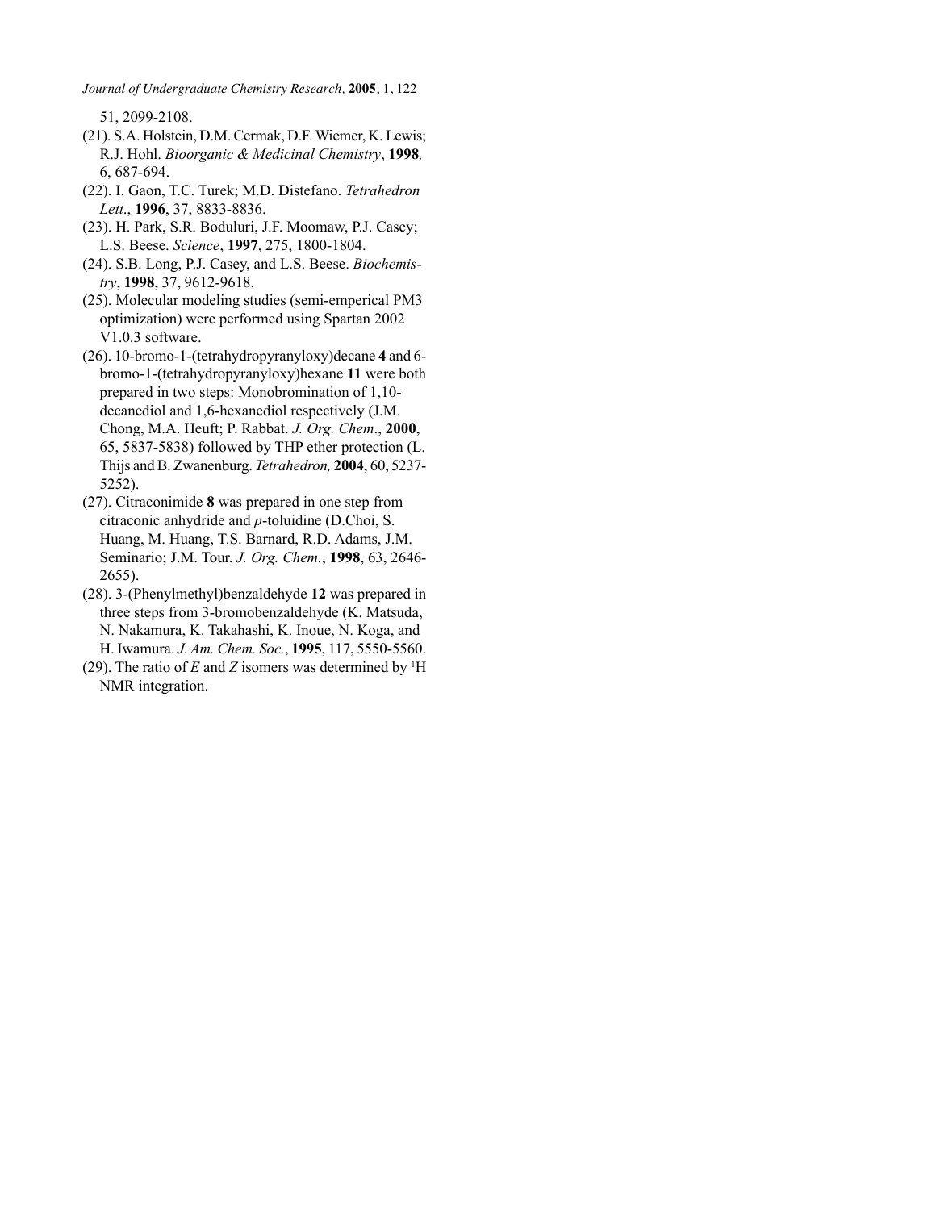51, 2099-2108.

(21). S.A. Holstein, D.M. Cermak, D.F. Wiemer, K. Lewis; R.J. Hohl. *Bioorganic & Medicinal Chemistry*, **1998**, 6, 687-694.

(22). I. Gaon, T.C. Turek; M.D. Distefano. *Tetrahedron Lett*., **1996**, 37, 8833-8836.

(23). H. Park, S.R. Boduluri, J.F. Moomaw, P.J. Casey; L.S. Beese. *Science*, **1997**, 275, 1800-1804.

(24). S.B. Long, P.J. Casey, and L.S. Beese. *Biochemistry*, **1998**, 37, 9612-9618.

(25). Molecular modeling studies (semi-emperical PM3 optimization) were performed using Spartan 2002 V1.0.3 software.

(26). 10-bromo-1-(tetrahydropyranyloxy)decane **4** and 6-bromo-1-(tetrahydropyranyloxy)hexane **11** were both prepared in two steps: Monobromination of 1,10-decanediol and 1,6-hexanediol respectively (J.M. Chong, M.A. Heuft; P. Rabbat. *J. Org. Chem*., **2000**, 65, 5837-5838) followed by THP ether protection (L. Thijs and B. Zwanenburg. *Tetrahedron,* **2004**, 60, 5237-5252).

(27). Citraconimide **8** was prepared in one step from citraconic anhydride and *p*-toluidine (D.Choi, S. Huang, M. Huang, T.S. Barnard, R.D. Adams, J.M. Seminario; J.M. Tour. *J. Org. Chem.*, **1998**, 63, 2646-2655).

(28). 3-(Phenylmethyl)benzaldehyde **12** was prepared in three steps from 3-bromobenzaldehyde (K. Matsuda, N. Nakamura, K. Takahashi, K. Inoue, N. Koga, and H. Iwamura. *J. Am. Chem. Soc.*, **1995**, 117, 5550-5560.

(29). The ratio of *E* and *Z* isomers was determined by $^{1}$H NMR integration.